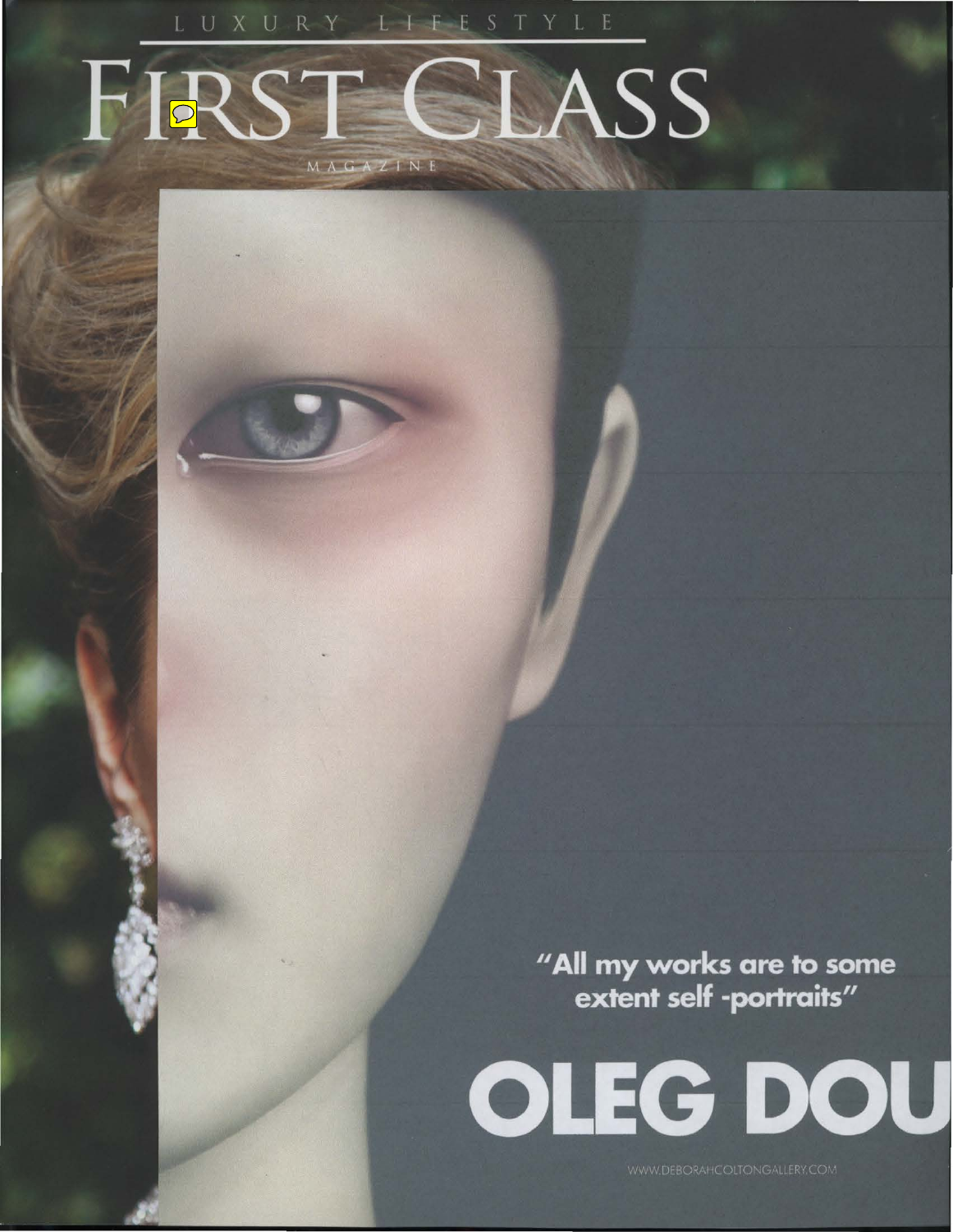LUXURY LIFESTYLE

# FIRST CLASS

MAGAZINE

"All my works are to some extent self -portraits"

# OLEG DOU

WWW.DEBORAHCOLTONGALLERY.COM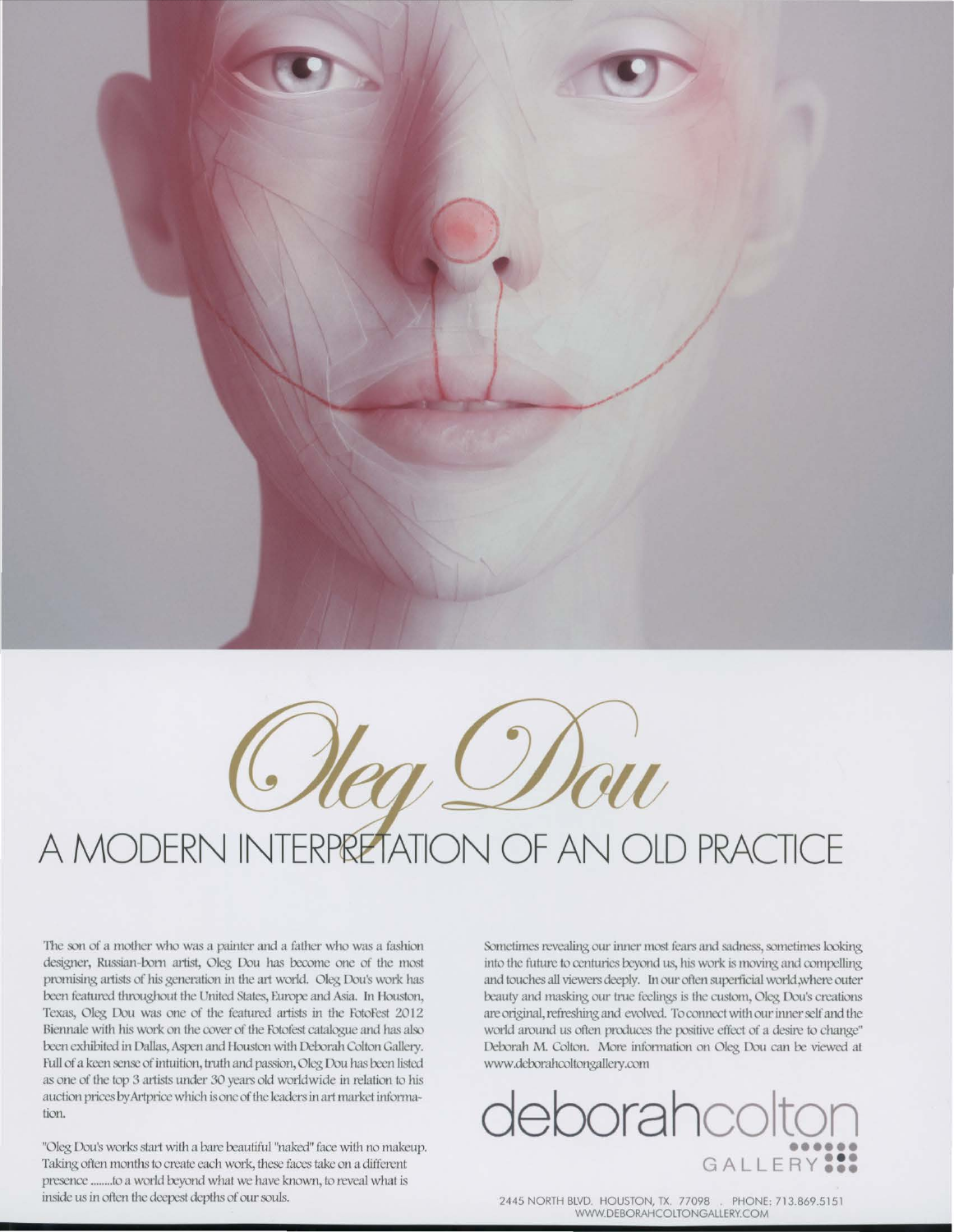# Oleg Dou

## A MODERN INTERPRETATION OF AN OLD PRACTICE

The son of a mother who was a painter and a father who was a fashion designer, Russian-born artist, Oleg Dou has become one of the most promising artists of his generation in the art world. Oleg Dou's work has been featured throughout the United States, Europe and Asia. In Houston, Texas, Oleg Dou was one of the featured artists in the FotoFest 2012 Biennale with his work on the cover of the Fotofest catalogue and has also been exhibited in Dallas, Aspen and Houston with Deborah Colton Gallery. Full of a keen sense of intuition, truth and passion, Oleg Dou has been listed as one of the top 3 artists under 30 years old worldwide in relation to his auction prices byArtprice which is one of the leaders in art market information.

"Oleg Dou's works start with a bare beautiful "naked" face with no makeup. Taking often months to create each work, these faces take on a different presence ........to a world beyond what we have known, to reveal what is inside us in often the deepest depths of our souls.

Sometimes revealing our inner most fears and sadness, sometimes looking into the future to centuries beyond us, his work is moving and compelling and touches all viewers deeply. In our often superficial world,where outer beauty and masking our true feelings is the custom, Oleg Dou's creations are original, refreshing and evolved. To connect with our inner self and the world around us often produces the positive effect of a desire to change" Deborah M. Colton. More information on Oleg Dou can be viewed at www.deborahcoltongallery.com

deborahcolton GALLERY

2445 NORTH BLVD. HOUSTON, TX. 77098 . PHONE: 713.869.5151
WWW.DEBORAHCOLTONGALLERY.COM